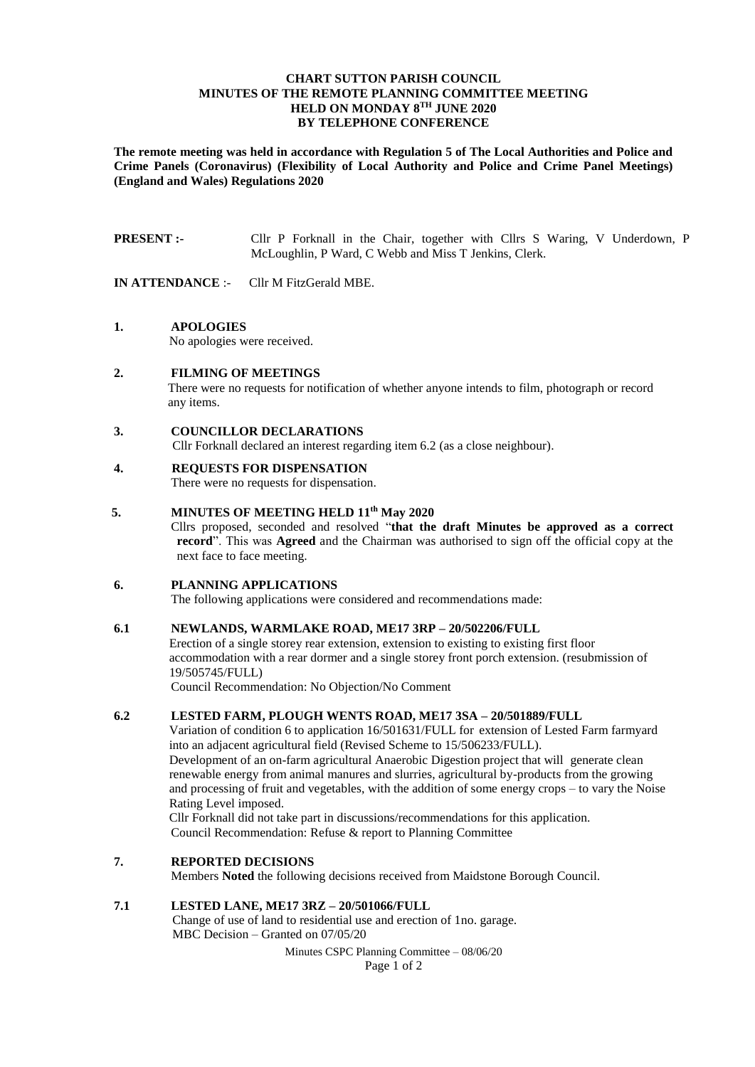**CHART SUTTON PARISH COUNCIL**
**MINUTES OF THE REMOTE PLANNING COMMITTEE MEETING**
**HELD ON MONDAY 8TH JUNE 2020**
**BY TELEPHONE CONFERENCE**

**The remote meeting was held in accordance with Regulation 5 of The Local Authorities and Police and Crime Panels (Coronavirus) (Flexibility of Local Authority and Police and Crime Panel Meetings) (England and Wales) Regulations 2020**

**PRESENT :-** Cllr P Forknall in the Chair, together with Cllrs S Waring, V Underdown, P McLoughlin, P Ward, C Webb and Miss T Jenkins, Clerk.

**IN ATTENDANCE** :- Cllr M FitzGerald MBE.

**1. APOLOGIES**

No apologies were received.

**2. FILMING OF MEETINGS**

There were no requests for notification of whether anyone intends to film, photograph or record any items.

**3. COUNCILLOR DECLARATIONS**

Cllr Forknall declared an interest regarding item 6.2 (as a close neighbour).

**4. REQUESTS FOR DISPENSATION**

There were no requests for dispensation.

**5. MINUTES OF MEETING HELD 11th May 2020**

Cllrs proposed, seconded and resolved "**that the draft Minutes be approved as a correct record**". This was **Agreed** and the Chairman was authorised to sign off the official copy at the next face to face meeting.

**6. PLANNING APPLICATIONS**

The following applications were considered and recommendations made:

**6.1 NEWLANDS, WARMLAKE ROAD, ME17 3RP – 20/502206/FULL**

Erection of a single storey rear extension, extension to existing to existing first floor accommodation with a rear dormer and a single storey front porch extension. (resubmission of 19/505745/FULL)

Council Recommendation: No Objection/No Comment

**6.2 LESTED FARM, PLOUGH WENTS ROAD, ME17 3SA – 20/501889/FULL**

Variation of condition 6 to application 16/501631/FULL for extension of Lested Farm farmyard into an adjacent agricultural field (Revised Scheme to 15/506233/FULL).

Development of an on-farm agricultural Anaerobic Digestion project that will generate clean renewable energy from animal manures and slurries, agricultural by-products from the growing and processing of fruit and vegetables, with the addition of some energy crops – to vary the Noise Rating Level imposed.

Cllr Forknall did not take part in discussions/recommendations for this application.

Council Recommendation: Refuse & report to Planning Committee

**7. REPORTED DECISIONS**

Members **Noted** the following decisions received from Maidstone Borough Council.

**7.1 LESTED LANE, ME17 3RZ – 20/501066/FULL**

Change of use of land to residential use and erection of 1no. garage.

MBC Decision – Granted on 07/05/20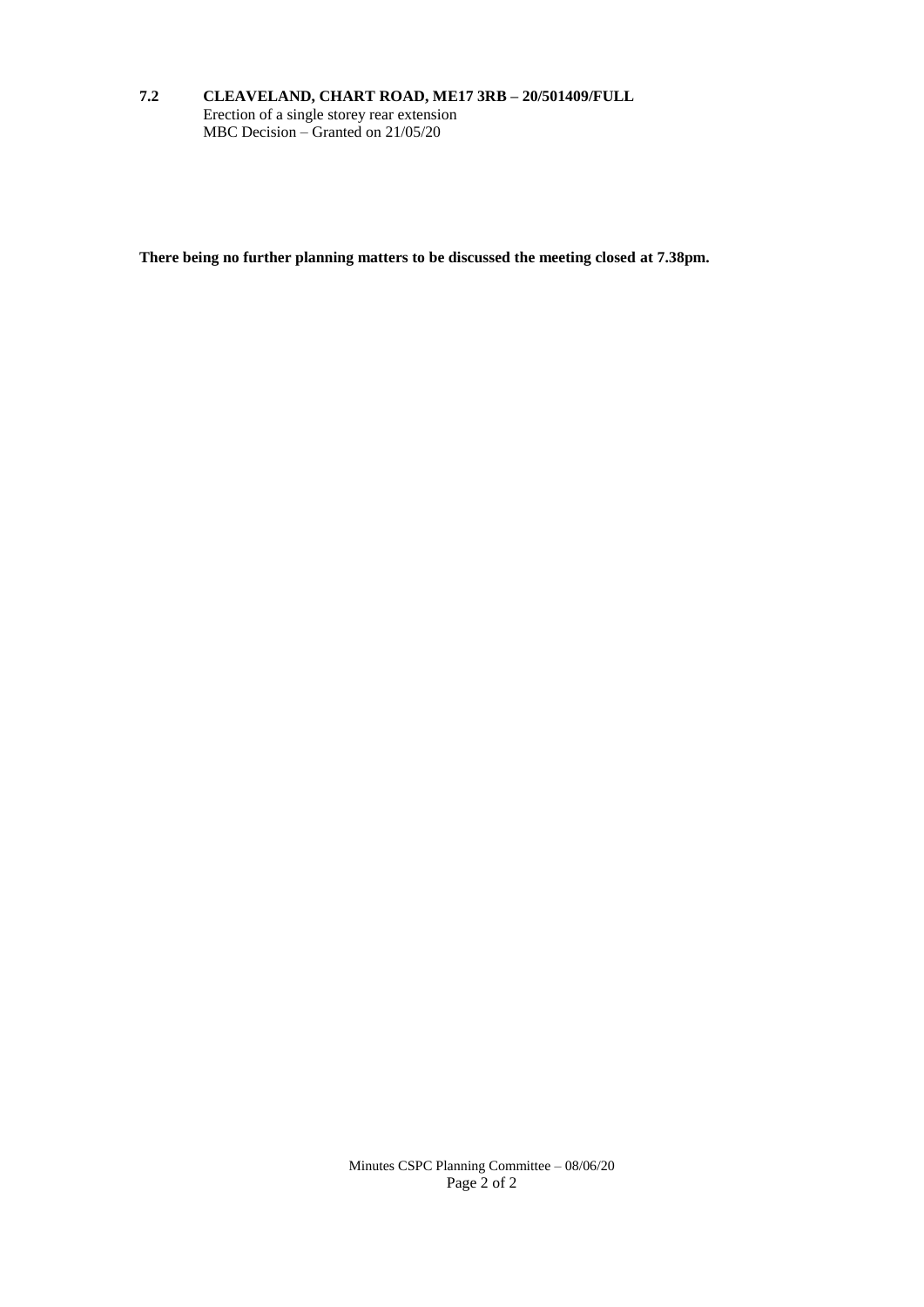**7.2 CLEAVELAND, CHART ROAD, ME17 3RB – 20/501409/FULL**
Erection of a single storey rear extension
MBC Decision – Granted on 21/05/20

**There being no further planning matters to be discussed the meeting closed at 7.38pm.**